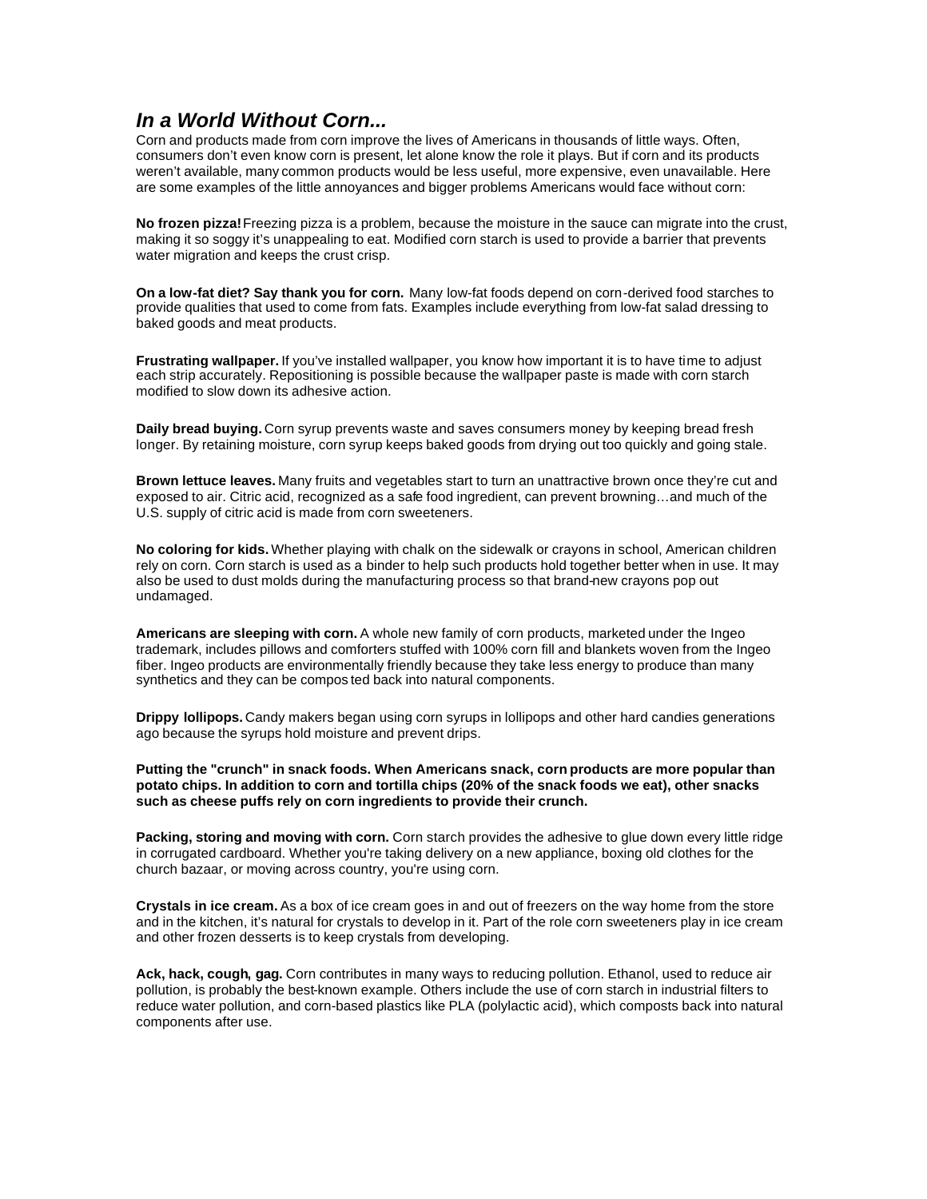## *In a World Without Corn...*

Corn and products made from corn improve the lives of Americans in thousands of little ways. Often, consumers don't even know corn is present, let alone know the role it plays. But if corn and its products weren't available, many common products would be less useful, more expensive, even unavailable. Here are some examples of the little annoyances and bigger problems Americans would face without corn:

**No frozen pizza!** Freezing pizza is a problem, because the moisture in the sauce can migrate into the crust, making it so soggy it's unappealing to eat. Modified corn starch is used to provide a barrier that prevents water migration and keeps the crust crisp.

**On a low-fat diet? Say thank you for corn.** Many low-fat foods depend on corn-derived food starches to provide qualities that used to come from fats. Examples include everything from low-fat salad dressing to baked goods and meat products.

**Frustrating wallpaper.** If you've installed wallpaper, you know how important it is to have time to adjust each strip accurately. Repositioning is possible because the wallpaper paste is made with corn starch modified to slow down its adhesive action.

**Daily bread buying.** Corn syrup prevents waste and saves consumers money by keeping bread fresh longer. By retaining moisture, corn syrup keeps baked goods from drying out too quickly and going stale.

**Brown lettuce leaves.** Many fruits and vegetables start to turn an unattractive brown once they're cut and exposed to air. Citric acid, recognized as a safe food ingredient, can prevent browning…and much of the U.S. supply of citric acid is made from corn sweeteners.

**No coloring for kids.** Whether playing with chalk on the sidewalk or crayons in school, American children rely on corn. Corn starch is used as a binder to help such products hold together better when in use. It may also be used to dust molds during the manufacturing process so that brand-new crayons pop out undamaged.

**Americans are sleeping with corn.** A whole new family of corn products, marketed under the Ingeo trademark, includes pillows and comforters stuffed with 100% corn fill and blankets woven from the Ingeo fiber. Ingeo products are environmentally friendly because they take less energy to produce than many synthetics and they can be composted back into natural components.

**Drippy lollipops.** Candy makers began using corn syrups in lollipops and other hard candies generations ago because the syrups hold moisture and prevent drips.

**Putting the "crunch" in snack foods. When Americans snack, corn products are more popular than potato chips. In addition to corn and tortilla chips (20% of the snack foods we eat), other snacks such as cheese puffs rely on corn ingredients to provide their crunch.**

**Packing, storing and moving with corn.** Corn starch provides the adhesive to glue down every little ridge in corrugated cardboard. Whether you're taking delivery on a new appliance, boxing old clothes for the church bazaar, or moving across country, you're using corn.

**Crystals in ice cream.** As a box of ice cream goes in and out of freezers on the way home from the store and in the kitchen, it's natural for crystals to develop in it. Part of the role corn sweeteners play in ice cream and other frozen desserts is to keep crystals from developing.

**Ack, hack, cough, gag.** Corn contributes in many ways to reducing pollution. Ethanol, used to reduce air pollution, is probably the best-known example. Others include the use of corn starch in industrial filters to reduce water pollution, and corn-based plastics like PLA (polylactic acid), which composts back into natural components after use.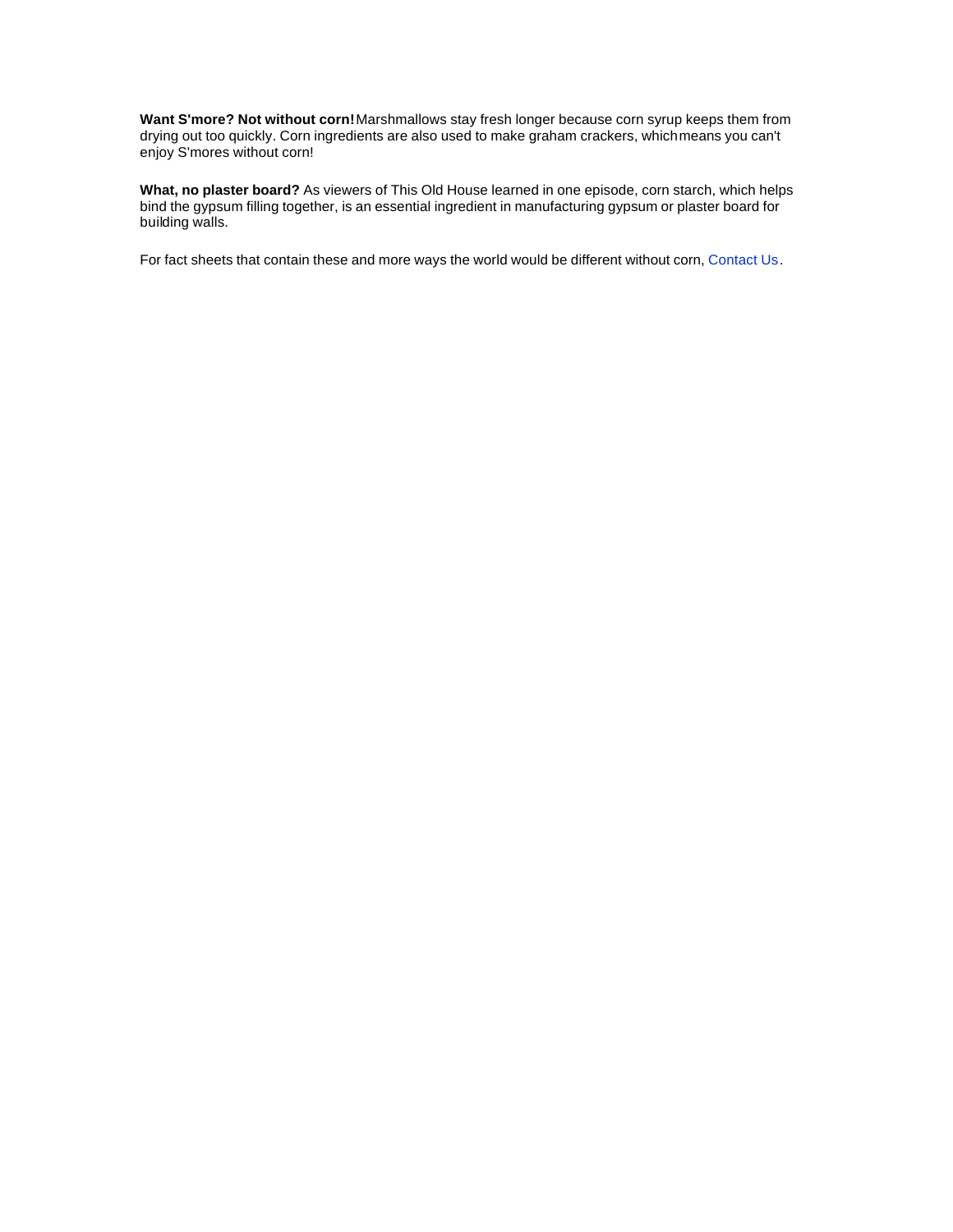**Want S'more? Not without corn!** Marshmallows stay fresh longer because corn syrup keeps them from drying out too quickly. Corn ingredients are also used to make graham crackers, which means you can't enjoy S'mores without corn!

**What, no plaster board?** As viewers of This Old House learned in one episode, corn starch, which helps bind the gypsum filling together, is an essential ingredient in manufacturing gypsum or plaster board for building walls.

For fact sheets that contain these and more ways the world would be different without corn, Contact Us.